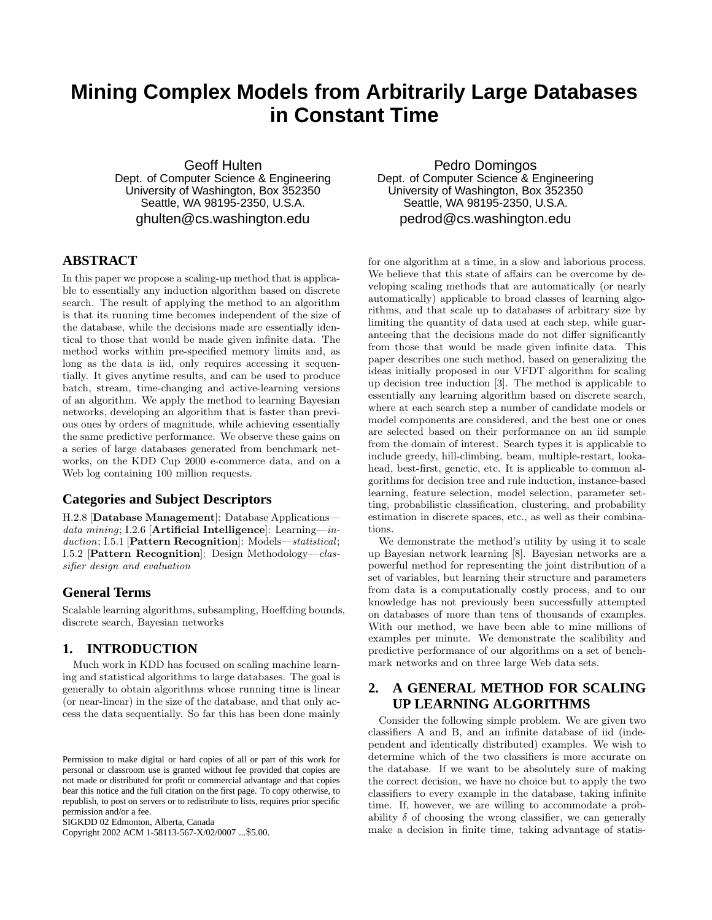# Mining Complex Models from Arbitrarily Large Databases in Constant Time

Geoff Hulten
Dept. of Computer Science & Engineering
University of Washington, Box 352350
Seattle, WA 98195-2350, U.S.A.
ghulten@cs.washington.edu

Pedro Domingos
Dept. of Computer Science & Engineering
University of Washington, Box 352350
Seattle, WA 98195-2350, U.S.A.
pedrod@cs.washington.edu

## ABSTRACT

In this paper we propose a scaling-up method that is applicable to essentially any induction algorithm based on discrete search. The result of applying the method to an algorithm is that its running time becomes independent of the size of the database, while the decisions made are essentially identical to those that would be made given infinite data. The method works within pre-specified memory limits and, as long as the data is iid, only requires accessing it sequentially. It gives anytime results, and can be used to produce batch, stream, time-changing and active-learning versions of an algorithm. We apply the method to learning Bayesian networks, developing an algorithm that is faster than previous ones by orders of magnitude, while achieving essentially the same predictive performance. We observe these gains on a series of large databases generated from benchmark networks, on the KDD Cup 2000 e-commerce data, and on a Web log containing 100 million requests.

## Categories and Subject Descriptors

H.2.8 [**Database Management**]: Database Applications—*data mining*; I.2.6 [**Artificial Intelligence**]: Learning—*induction*; I.5.1 [**Pattern Recognition**]: Models—*statistical*; I.5.2 [**Pattern Recognition**]: Design Methodology—*classifier design and evaluation*

## General Terms

Scalable learning algorithms, subsampling, Hoeffding bounds, discrete search, Bayesian networks

## 1. INTRODUCTION

Much work in KDD has focused on scaling machine learning and statistical algorithms to large databases. The goal is generally to obtain algorithms whose running time is linear (or near-linear) in the size of the database, and that only access the data sequentially. So far this has been done mainly for one algorithm at a time, in a slow and laborious process. We believe that this state of affairs can be overcome by developing scaling methods that are automatically (or nearly automatically) applicable to broad classes of learning algorithms, and that scale up to databases of arbitrary size by limiting the quantity of data used at each step, while guaranteeing that the decisions made do not differ significantly from those that would be made given infinite data. This paper describes one such method, based on generalizing the ideas initially proposed in our VFDT algorithm for scaling up decision tree induction [3]. The method is applicable to essentially any learning algorithm based on discrete search, where at each search step a number of candidate models or model components are considered, and the best one or ones are selected based on their performance on an iid sample from the domain of interest. Search types it is applicable to include greedy, hill-climbing, beam, multiple-restart, lookahead, best-first, genetic, etc. It is applicable to common algorithms for decision tree and rule induction, instance-based learning, feature selection, model selection, parameter setting, probabilistic classification, clustering, and probability estimation in discrete spaces, etc., as well as their combinations.

We demonstrate the method's utility by using it to scale up Bayesian network learning [8]. Bayesian networks are a powerful method for representing the joint distribution of a set of variables, but learning their structure and parameters from data is a computationally costly process, and to our knowledge has not previously been successfully attempted on databases of more than tens of thousands of examples. With our method, we have been able to mine millions of examples per minute. We demonstrate the scalibility and predictive performance of our algorithms on a set of benchmark networks and on three large Web data sets.

## 2. A GENERAL METHOD FOR SCALING UP LEARNING ALGORITHMS

Consider the following simple problem. We are given two classifiers A and B, and an infinite database of iid (independent and identically distributed) examples. We wish to determine which of the two classifiers is more accurate on the database. If we want to be absolutely sure of making the correct decision, we have no choice but to apply the two classifiers to every example in the database, taking infinite time. If, however, we are willing to accommodate a probability $\delta$ of choosing the wrong classifier, we can generally make a decision in finite time, taking advantage of statis-

Permission to make digital or hard copies of all or part of this work for personal or classroom use is granted without fee provided that copies are not made or distributed for profit or commercial advantage and that copies bear this notice and the full citation on the first page. To copy otherwise, to republish, to post on servers or to redistribute to lists, requires prior specific permission and/or a fee.
SIGKDD 02 Edmonton, Alberta, Canada
Copyright 2002 ACM 1-58113-567-X/02/0007 ...$5.00.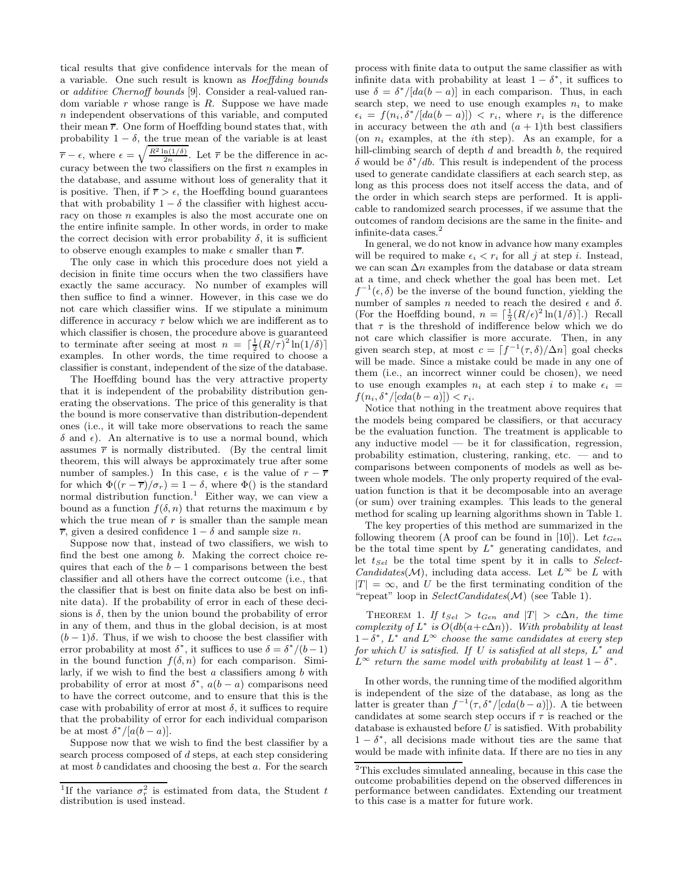tical results that give confidence intervals for the mean of a variable. One such result is known as *Hoeffding bounds* or *additive Chernoff bounds* [9]. Consider a real-valued random variable $r$ whose range is $R$. Suppose we have made $n$ independent observations of this variable, and computed their mean $\overline{r}$. One form of Hoeffding bound states that, with probability $1-\delta$, the true mean of the variable is at least $\overline{r}-\epsilon$, where $\epsilon = \sqrt{\frac{R^2 \ln(1/\delta)}{2n}}$. Let $\overline{r}$ be the difference in accuracy between the two classifiers on the first $n$ examples in the database, and assume without loss of generality that it is positive. Then, if $\overline{r} > \epsilon$, the Hoeffding bound guarantees that with probability $1-\delta$ the classifier with highest accuracy on those $n$ examples is also the most accurate one on the entire infinite sample. In other words, in order to make the correct decision with error probability $\delta$, it is sufficient to observe enough examples to make $\epsilon$ smaller than $\overline{r}$.

The only case in which this procedure does not yield a decision in finite time occurs when the two classifiers have exactly the same accuracy. No number of examples will then suffice to find a winner. However, in this case we do not care which classifier wins. If we stipulate a minimum difference in accuracy $\tau$ below which we are indifferent as to which classifier is chosen, the procedure above is guaranteed to terminate after seeing at most $n = \lceil \frac{1}{2}(R/\tau)^2 \ln(1/\delta) \rceil$ examples. In other words, the time required to choose a classifier is constant, independent of the size of the database.

The Hoeffding bound has the very attractive property that it is independent of the probability distribution generating the observations. The price of this generality is that the bound is more conservative than distribution-dependent ones (i.e., it will take more observations to reach the same $\delta$ and $\epsilon$). An alternative is to use a normal bound, which assumes $\overline{r}$ is normally distributed. (By the central limit theorem, this will always be approximately true after some number of samples.) In this case, $\epsilon$ is the value of $r-\overline{r}$ for which $\Phi((r-\overline{r})/\sigma_r) = 1-\delta$, where $\Phi()$ is the standard normal distribution function.[1] Either way, we can view a bound as a function $f(\delta, n)$ that returns the maximum $\epsilon$ by which the true mean of $r$ is smaller than the sample mean $\overline{r}$, given a desired confidence $1-\delta$ and sample size $n$.

Suppose now that, instead of two classifiers, we wish to find the best one among $b$. Making the correct choice requires that each of the $b-1$ comparisons between the best classifier and all others have the correct outcome (i.e., that the classifier that is best on finite data also be best on infinite data). If the probability of error in each of these decisions is $\delta$, then by the union bound the probability of error in any of them, and thus in the global decision, is at most $(b-1)\delta$. Thus, if we wish to choose the best classifier with error probability at most $\delta^*$, it suffices to use $\delta = \delta^*/(b-1)$ in the bound function $f(\delta, n)$ for each comparison. Similarly, if we wish to find the best $a$ classifiers among $b$ with probability of error at most $\delta^*$, $a(b-a)$ comparisons need to have the correct outcome, and to ensure that this is the case with probability of error at most $\delta$, it suffices to require that the probability of error for each individual comparison be at most $\delta^*/[a(b-a)]$.

Suppose now that we wish to find the best classifier by a search process composed of $d$ steps, at each step considering at most $b$ candidates and choosing the best $a$. For the search process with finite data to output the same classifier as with infinite data with probability at least $1-\delta^*$, it suffices to use $\delta = \delta^*/[da(b-a)]$ in each comparison. Thus, in each search step, we need to use enough examples $n_i$ to make $\epsilon_i = f(n_i, \delta^*/[da(b-a)]) < r_i$, where $r_i$ is the difference in accuracy between the $a$th and $(a+1)$th best classifiers (on $n_i$ examples, at the $i$th step). As an example, for a hill-climbing search of depth $d$ and breadth $b$, the required $\delta$ would be $\delta^*/db$. This result is independent of the process used to generate candidate classifiers at each search step, as long as this process does not itself access the data, and of the order in which search steps are performed. It is applicable to randomized search processes, if we assume that the outcomes of random decisions are the same in the finite- and infinite-data cases.[2]

In general, we do not know in advance how many examples will be required to make $\epsilon_i < r_i$ for all $j$ at step $i$. Instead, we can scan $\Delta n$ examples from the database or data stream at a time, and check whether the goal has been met. Let $f^{-1}(\epsilon, \delta)$ be the inverse of the bound function, yielding the number of samples $n$ needed to reach the desired $\epsilon$ and $\delta$. (For the Hoeffding bound, $n = \lceil \frac{1}{2}(R/\epsilon)^2 \ln(1/\delta) \rceil$.) Recall that $\tau$ is the threshold of indifference below which we do not care which classifier is more accurate. Then, in any given search step, at most $c = \lceil f^{-1}(\tau, \delta)/\Delta n \rceil$ goal checks will be made. Since a mistake could be made in any one of them (i.e., an incorrect winner could be chosen), we need to use enough examples $n_i$ at each step $i$ to make $\epsilon_i = f(n_i, \delta^*/[cda(b-a)]) < r_i$.

Notice that nothing in the treatment above requires that the models being compared be classifiers, or that accuracy be the evaluation function. The treatment is applicable to any inductive model — be it for classification, regression, probability estimation, clustering, ranking, etc. — and to comparisons between components of models as well as between whole models. The only property required of the evaluation function is that it be decomposable into an average (or sum) over training examples. This leads to the general method for scaling up learning algorithms shown in Table 1.

The key properties of this method are summarized in the following theorem (A proof can be found in [10]). Let $t_{Gen}$ be the total time spent by $L^*$ generating candidates, and let $t_{Sel}$ be the total time spent by it in calls to *SelectCandidates*($\mathcal{M}$), including data access. Let $L^\infty$ be $L$ with $|T| = \infty$, and $U$ be the first terminating condition of the "repeat" loop in *SelectCandidates*($\mathcal{M}$) (see Table 1).

Theorem 1. *If $t_{Sel} > t_{Gen}$ and $|T| > c\Delta n$, the time complexity of $L^*$ is $O(db(a + c\Delta n))$. With probability at least $1-\delta^*$, $L^*$ and $L^\infty$ choose the same candidates at every step for which $U$ is satisfied. If $U$ is satisfied at all steps, $L^*$ and $L^\infty$ return the same model with probability at least $1-\delta^*$.*

In other words, the running time of the modified algorithm is independent of the size of the database, as long as the latter is greater than $f^{-1}(\tau, \delta^*/[cda(b-a)])$. A tie between candidates at some search step occurs if $\tau$ is reached or the database is exhausted before $U$ is satisfied. With probability $1-\delta^*$, all decisions made without ties are the same that would be made with infinite data. If there are no ties in any

[1] If the variance $\sigma_r^2$ is estimated from data, the Student $t$ distribution is used instead.

[2] This excludes simulated annealing, because in this case the outcome probabilities depend on the observed differences in performance between candidates. Extending our treatment to this case is a matter for future work.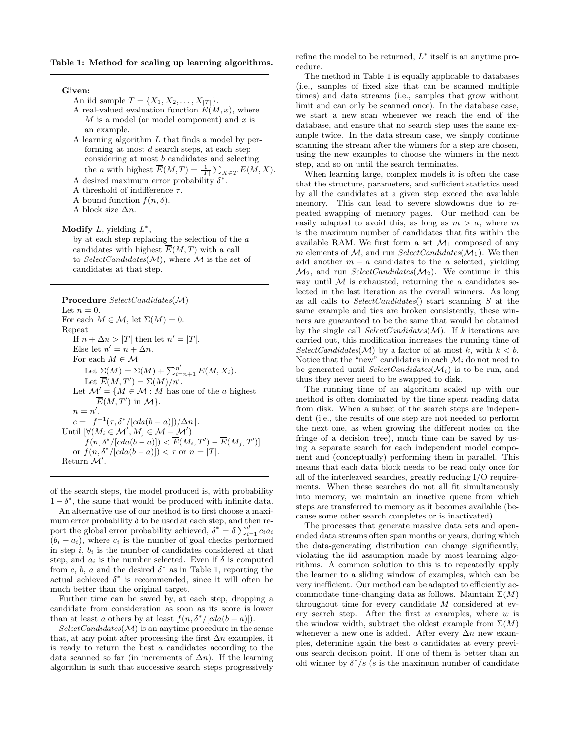**Table 1: Method for scaling up learning algorithms.**

**Given:**

An iid sample $T = \{X_1, X_2, \ldots, X_{|T|}\}$.
A real-valued evaluation function $E(M, x)$, where $M$ is a model (or model component) and $x$ is an example.
A learning algorithm $L$ that finds a model by performing at most $d$ search steps, at each step considering at most $b$ candidates and selecting the $a$ with highest $\overline{E}(M,T) = \frac{1}{|T|}\sum_{X \in T} E(M,X)$.
A desired maximum error probability $\delta^*$.
A threshold of indifference $\tau$.
A bound function $f(n, \delta)$.
A block size $\Delta n$.

**Modify** $L$, yielding $L^*$,
by at each step replacing the selection of the $a$ candidates with highest $\overline{E}(M,T)$ with a call to *SelectCandidates*($\mathcal{M}$), where $\mathcal{M}$ is the set of candidates at that step.

---

**Procedure** *SelectCandidates*($\mathcal{M}$)
Let $n = 0$.
For each $M \in \mathcal{M}$, let $\Sigma(M) = 0$.
Repeat
 If $n + \Delta n > |T|$ then let $n' = |T|$.
 Else let $n' = n + \Delta n$.
 For each $M \in \mathcal{M}$
  Let $\Sigma(M) = \Sigma(M) + \sum_{i=n+1}^{n'} E(M, X_i)$.
  Let $\overline{E}(M, T') = \Sigma(M)/n'$.
 Let $\mathcal{M}' = \{M \in \mathcal{M} : M$ has one of the $a$ highest $\overline{E}(M,T')$ in $\mathcal{M}\}$.
 $n = n'$.
 $c = \lceil f^{-1}(\tau, \delta^*/[cda(b-a)])/\Delta n \rceil$.
Until $[\forall (M_i \in \mathcal{M}', M_j \in \mathcal{M} - \mathcal{M}')$
  $f(n, \delta^*/[cda(b-a)]) < \overline{E}(M_i,T') - \overline{E}(M_j,T')]$
 or $f(n, \delta^*/[cda(b-a)]) < \tau$ or $n = |T|$.
Return $\mathcal{M}'$.

---

of the search steps, the model produced is, with probability $1 - \delta^*$, the same that would be produced with infinite data.

An alternative use of our method is to first choose a maximum error probability $\delta$ to be used at each step, and then report the global error probability achieved, $\delta^* = \delta \sum_{i=1}^{d} c_i a_i (b_i - a_i)$, where $c_i$ is the number of goal checks performed in step $i$, $b_i$ is the number of candidates considered at that step, and $a_i$ is the number selected. Even if $\delta$ is computed from $c$, $b$, $a$ and the desired $\delta^*$ as in Table 1, reporting the actual achieved $\delta^*$ is recommended, since it will often be much better than the original target.

Further time can be saved by, at each step, dropping a candidate from consideration as soon as its score is lower than at least $a$ others by at least $f(n, \delta^*/[cda(b-a)])$.

*SelectCandidates*($\mathcal{M}$) is an anytime procedure in the sense that, at any point after processing the first $\Delta n$ examples, it is ready to return the best $a$ candidates according to the data scanned so far (in increments of $\Delta n$). If the learning algorithm is such that successive search steps progressively refine the model to be returned, $L^*$ itself is an anytime procedure.

The method in Table 1 is equally applicable to databases (i.e., samples of fixed size that can be scanned multiple times) and data streams (i.e., samples that grow without limit and can only be scanned once). In the database case, we start a new scan whenever we reach the end of the database, and ensure that no search step uses the same example twice. In the data stream case, we simply continue scanning the stream after the winners for a step are chosen, using the new examples to choose the winners in the next step, and so on until the search terminates.

When learning large, complex models it is often the case that the structure, parameters, and sufficient statistics used by all the candidates at a given step exceed the available memory. This can lead to severe slowdowns due to repeated swapping of memory pages. Our method can be easily adapted to avoid this, as long as $m > a$, where $m$ is the maximum number of candidates that fits within the available RAM. We first form a set $\mathcal{M}_1$ composed of any $m$ elements of $\mathcal{M}$, and run *SelectCandidates*($\mathcal{M}_1$). We then add another $m - a$ candidates to the $a$ selected, yielding $\mathcal{M}_2$, and run *SelectCandidates*($\mathcal{M}_2$). We continue in this way until $\mathcal{M}$ is exhausted, returning the $a$ candidates selected in the last iteration as the overall winners. As long as all calls to *SelectCandidates*() start scanning $S$ at the same example and ties are broken consistently, these winners are guaranteed to be the same that would be obtained by the single call *SelectCandidates*($\mathcal{M}$). If $k$ iterations are carried out, this modification increases the running time of *SelectCandidates*($\mathcal{M}$) by a factor of at most $k$, with $k < b$. Notice that the "new" candidates in each $\mathcal{M}_i$ do not need to be generated until *SelectCandidates*($\mathcal{M}_i$) is to be run, and thus they never need to be swapped to disk.

The running time of an algorithm scaled up with our method is often dominated by the time spent reading data from disk. When a subset of the search steps are independent (i.e., the results of one step are not needed to perform the next one, as when growing the different nodes on the fringe of a decision tree), much time can be saved by using a separate search for each independent model component and (conceptually) performing them in parallel. This means that each data block needs to be read only once for all of the interleaved searches, greatly reducing I/O requirements. When these searches do not all fit simultaneously into memory, we maintain an inactive queue from which steps are transferred to memory as it becomes available (because some other search completes or is inactivated).

The processes that generate massive data sets and open-ended data streams often span months or years, during which the data-generating distribution can change significantly, violating the iid assumption made by most learning algorithms. A common solution to this is to repeatedly apply the learner to a sliding window of examples, which can be very inefficient. Our method can be adapted to efficiently accommodate time-changing data as follows. Maintain $\Sigma(M)$ throughout time for every candidate $M$ considered at every search step. After the first $w$ examples, where $w$ is the window width, subtract the oldest example from $\Sigma(M)$ whenever a new one is added. After every $\Delta n$ new examples, determine again the best $a$ candidates at every previous search decision point. If one of them is better than an old winner by $\delta^*/s$ ($s$ is the maximum number of candidate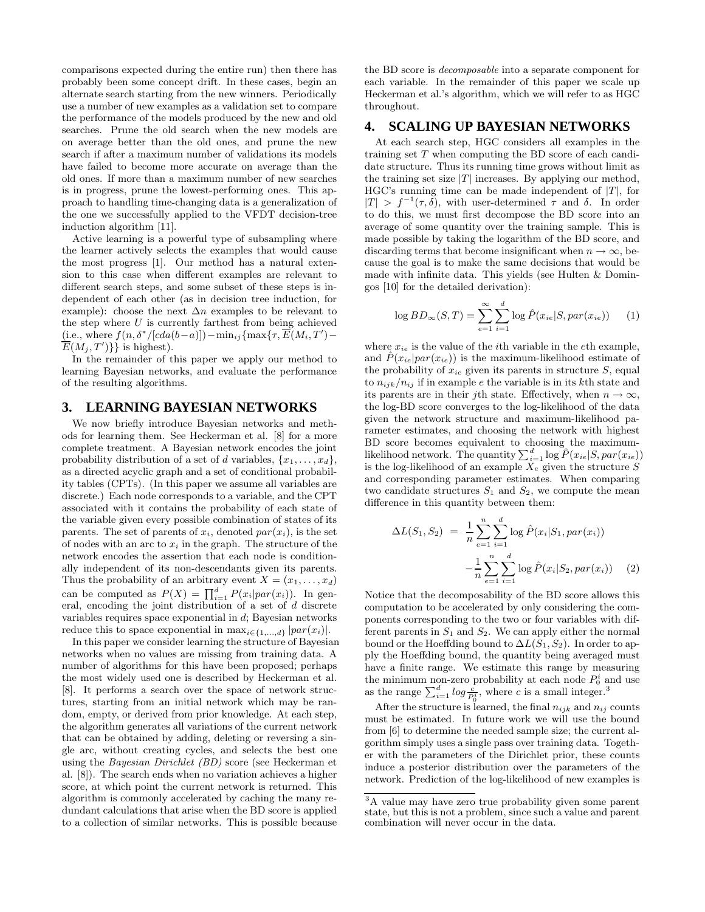comparisons expected during the entire run) then there has probably been some concept drift. In these cases, begin an alternate search starting from the new winners. Periodically use a number of new examples as a validation set to compare the performance of the models produced by the new and old searches. Prune the old search when the new models are on average better than the old ones, and prune the new search if after a maximum number of validations its models have failed to become more accurate on average than the old ones. If more than a maximum number of new searches is in progress, prune the lowest-performing ones. This approach to handling time-changing data is a generalization of the one we successfully applied to the VFDT decision-tree induction algorithm [11].

Active learning is a powerful type of subsampling where the learner actively selects the examples that would cause the most progress [1]. Our method has a natural extension to this case when different examples are relevant to different search steps, and some subset of these steps is independent of each other (as in decision tree induction, for example): choose the next $\Delta n$ examples to be relevant to the step where $U$ is currently farthest from being achieved (i.e., where $f(n, \delta^*/[cda(b-a)]) - \min_{ij}\{\max\{\tau, \overline{E}(M_i, T') - \overline{E}(M_j, T')\}\}$ is highest).

In the remainder of this paper we apply our method to learning Bayesian networks, and evaluate the performance of the resulting algorithms.

## 3. LEARNING BAYESIAN NETWORKS

We now briefly introduce Bayesian networks and methods for learning them. See Heckerman et al. [8] for a more complete treatment. A Bayesian network encodes the joint probability distribution of a set of $d$ variables, $\{x_1, \ldots, x_d\}$, as a directed acyclic graph and a set of conditional probability tables (CPTs). (In this paper we assume all variables are discrete.) Each node corresponds to a variable, and the CPT associated with it contains the probability of each state of the variable given every possible combination of states of its parents. The set of parents of $x_i$, denoted $par(x_i)$, is the set of nodes with an arc to $x_i$ in the graph. The structure of the network encodes the assertion that each node is conditionally independent of its non-descendants given its parents. Thus the probability of an arbitrary event $X = (x_1, \ldots, x_d)$ can be computed as $P(X) = \prod_{i=1}^{d} P(x_i|par(x_i))$. In general, encoding the joint distribution of a set of $d$ discrete variables requires space exponential in $d$; Bayesian networks reduce this to space exponential in $\max_{i \in \{1,\ldots,d\}} |par(x_i)|$.

In this paper we consider learning the structure of Bayesian networks when no values are missing from training data. A number of algorithms for this have been proposed; perhaps the most widely used one is described by Heckerman et al. [8]. It performs a search over the space of network structures, starting from an initial network which may be random, empty, or derived from prior knowledge. At each step, the algorithm generates all variations of the current network that can be obtained by adding, deleting or reversing a single arc, without creating cycles, and selects the best one using the *Bayesian Dirichlet (BD)* score (see Heckerman et al. [8]). The search ends when no variation achieves a higher score, at which point the current network is returned. This algorithm is commonly accelerated by caching the many redundant calculations that arise when the BD score is applied to a collection of similar networks. This is possible because the BD score is *decomposable* into a separate component for each variable. In the remainder of this paper we scale up Heckerman et al.'s algorithm, which we will refer to as HGC throughout.

## 4. SCALING UP BAYESIAN NETWORKS

At each search step, HGC considers all examples in the training set $T$ when computing the BD score of each candidate structure. Thus its running time grows without limit as the training set size $|T|$ increases. By applying our method, HGC's running time can be made independent of $|T|$, for $|T| > f^{-1}(\tau, \delta)$, with user-determined $\tau$ and $\delta$. In order to do this, we must first decompose the BD score into an average of some quantity over the training sample. This is made possible by taking the logarithm of the BD score, and discarding terms that become insignificant when $n \to \infty$, because the goal is to make the same decisions that would be made with infinite data. This yields (see Hulten & Domingos [10] for the detailed derivation):

$$\log BD_\infty(S, T) = \sum_{e=1}^{\infty} \sum_{i=1}^{d} \log \hat{P}(x_{ie}|S, par(x_{ie})) \quad (1)$$

where $x_{ie}$ is the value of the $i$th variable in the $e$th example, and $\hat{P}(x_{ie}|par(x_{ie}))$ is the maximum-likelihood estimate of the probability of $x_{ie}$ given its parents in structure $S$, equal to $n_{ijk}/n_{ij}$ if in example $e$ the variable is in its $k$th state and its parents are in their $j$th state. Effectively, when $n \to \infty$, the log-BD score converges to the log-likelihood of the data given the network structure and maximum-likelihood parameter estimates, and choosing the network with highest BD score becomes equivalent to choosing the maximum-likelihood network. The quantity $\sum_{i=1}^{d} \log \hat{P}(x_{ie}|S, par(x_{ie}))$ is the log-likelihood of an example $X_e$ given the structure $S$ and corresponding parameter estimates. When comparing two candidate structures $S_1$ and $S_2$, we compute the mean difference in this quantity between them:

$$\begin{aligned}\Delta L(S_1, S_2) &= \frac{1}{n} \sum_{e=1}^{n} \sum_{i=1}^{d} \log \hat{P}(x_i|S_1, par(x_i)) \\ &\quad - \frac{1}{n} \sum_{e=1}^{n} \sum_{i=1}^{d} \log \hat{P}(x_i|S_2, par(x_i)) \quad (2)\end{aligned}$$

Notice that the decomposability of the BD score allows this computation to be accelerated by only considering the components corresponding to the two or four variables with different parents in $S_1$ and $S_2$. We can apply either the normal bound or the Hoeffding bound to $\Delta L(S_1, S_2)$. In order to apply the Hoeffding bound, the quantity being averaged must have a finite range. We estimate this range by measuring the minimum non-zero probability at each node $P_0^i$ and use as the range $\sum_{i=1}^{d} log \frac{c}{P_0^i}$, where $c$ is a small integer.[3]

After the structure is learned, the final $n_{ijk}$ and $n_{ij}$ counts must be estimated. In future work we will use the bound from [6] to determine the needed sample size; the current algorithm simply uses a single pass over training data. Together with the parameters of the Dirichlet prior, these counts induce a posterior distribution over the parameters of the network. Prediction of the log-likelihood of new examples is

[3] A value may have zero true probability given some parent state, but this is not a problem, since such a value and parent combination will never occur in the data.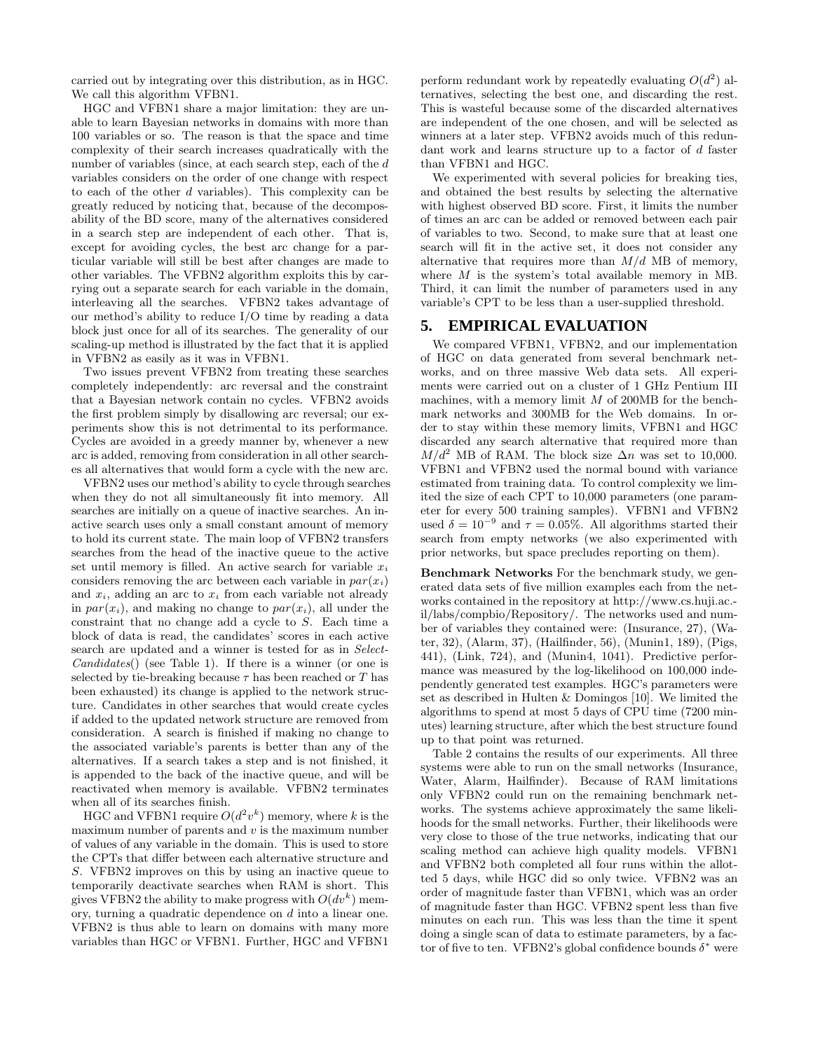carried out by integrating over this distribution, as in HGC. We call this algorithm VFBN1.

HGC and VFBN1 share a major limitation: they are unable to learn Bayesian networks in domains with more than 100 variables or so. The reason is that the space and time complexity of their search increases quadratically with the number of variables (since, at each search step, each of the $d$ variables considers on the order of one change with respect to each of the other $d$ variables). This complexity can be greatly reduced by noticing that, because of the decomposability of the BD score, many of the alternatives considered in a search step are independent of each other. That is, except for avoiding cycles, the best arc change for a particular variable will still be best after changes are made to other variables. The VFBN2 algorithm exploits this by carrying out a separate search for each variable in the domain, interleaving all the searches. VFBN2 takes advantage of our method's ability to reduce I/O time by reading a data block just once for all of its searches. The generality of our scaling-up method is illustrated by the fact that it is applied in VFBN2 as easily as it was in VFBN1.

Two issues prevent VFBN2 from treating these searches completely independently: arc reversal and the constraint that a Bayesian network contain no cycles. VFBN2 avoids the first problem simply by disallowing arc reversal; our experiments show this is not detrimental to its performance. Cycles are avoided in a greedy manner by, whenever a new arc is added, removing from consideration in all other searches all alternatives that would form a cycle with the new arc.

VFBN2 uses our method's ability to cycle through searches when they do not all simultaneously fit into memory. All searches are initially on a queue of inactive searches. An inactive search uses only a small constant amount of memory to hold its current state. The main loop of VFBN2 transfers searches from the head of the inactive queue to the active set until memory is filled. An active search for variable $x_i$ considers removing the arc between each variable in $par(x_i)$ and $x_i$, adding an arc to $x_i$ from each variable not already in $par(x_i)$, and making no change to $par(x_i)$, all under the constraint that no change add a cycle to $S$. Each time a block of data is read, the candidates' scores in each active search are updated and a winner is tested for as in *SelectCandidates*() (see Table 1). If there is a winner (or one is selected by tie-breaking because $\tau$ has been reached or $T$ has been exhausted) its change is applied to the network structure. Candidates in other searches that would create cycles if added to the updated network structure are removed from consideration. A search is finished if making no change to the associated variable's parents is better than any of the alternatives. If a search takes a step and is not finished, it is appended to the back of the inactive queue, and will be reactivated when memory is available. VFBN2 terminates when all of its searches finish.

HGC and VFBN1 require $O(d^2 v^k)$ memory, where $k$ is the maximum number of parents and $v$ is the maximum number of values of any variable in the domain. This is used to store the CPTs that differ between each alternative structure and $S$. VFBN2 improves on this by using an inactive queue to temporarily deactivate searches when RAM is short. This gives VFBN2 the ability to make progress with $O(dv^k)$ memory, turning a quadratic dependence on $d$ into a linear one. VFBN2 is thus able to learn on domains with many more variables than HGC or VFBN1. Further, HGC and VFBN1 perform redundant work by repeatedly evaluating $O(d^2)$ alternatives, selecting the best one, and discarding the rest. This is wasteful because some of the discarded alternatives are independent of the one chosen, and will be selected as winners at a later step. VFBN2 avoids much of this redundant work and learns structure up to a factor of $d$ faster than VFBN1 and HGC.

We experimented with several policies for breaking ties, and obtained the best results by selecting the alternative with highest observed BD score. First, it limits the number of times an arc can be added or removed between each pair of variables to two. Second, to make sure that at least one search will fit in the active set, it does not consider any alternative that requires more than $M/d$ MB of memory, where $M$ is the system's total available memory in MB. Third, it can limit the number of parameters used in any variable's CPT to be less than a user-supplied threshold.

## 5. EMPIRICAL EVALUATION

We compared VFBN1, VFBN2, and our implementation of HGC on data generated from several benchmark networks, and on three massive Web data sets. All experiments were carried out on a cluster of 1 GHz Pentium III machines, with a memory limit $M$ of 200MB for the benchmark networks and 300MB for the Web domains. In order to stay within these memory limits, VFBN1 and HGC discarded any search alternative that required more than $M/d^2$ MB of RAM. The block size $\Delta n$ was set to 10,000. VFBN1 and VFBN2 used the normal bound with variance estimated from training data. To control complexity we limited the size of each CPT to 10,000 parameters (one parameter for every 500 training samples). VFBN1 and VFBN2 used $\delta = 10^{-9}$ and $\tau = 0.05\%$. All algorithms started their search from empty networks (we also experimented with prior networks, but space precludes reporting on them).

**Benchmark Networks** For the benchmark study, we generated data sets of five million examples each from the networks contained in the repository at http://www.cs.huji.ac.il/labs/compbio/Repository/. The networks used and number of variables they contained were: (Insurance, 27), (Water, 32), (Alarm, 37), (Hailfinder, 56), (Munin1, 189), (Pigs, 441), (Link, 724), and (Munin4, 1041). Predictive performance was measured by the log-likelihood on 100,000 independently generated test examples. HGC's parameters were set as described in Hulten & Domingos [10]. We limited the algorithms to spend at most 5 days of CPU time (7200 minutes) learning structure, after which the best structure found up to that point was returned.

Table 2 contains the results of our experiments. All three systems were able to run on the small networks (Insurance, Water, Alarm, Hailfinder). Because of RAM limitations only VFBN2 could run on the remaining benchmark networks. The systems achieve approximately the same likelihoods for the small networks. Further, their likelihoods were very close to those of the true networks, indicating that our scaling method can achieve high quality models. VFBN1 and VFBN2 both completed all four runs within the allotted 5 days, while HGC did so only twice. VFBN2 was an order of magnitude faster than VFBN1, which was an order of magnitude faster than HGC. VFBN2 spent less than five minutes on each run. This was less than the time it spent doing a single scan of data to estimate parameters, by a factor of five to ten. VFBN2's global confidence bounds $\delta^*$ were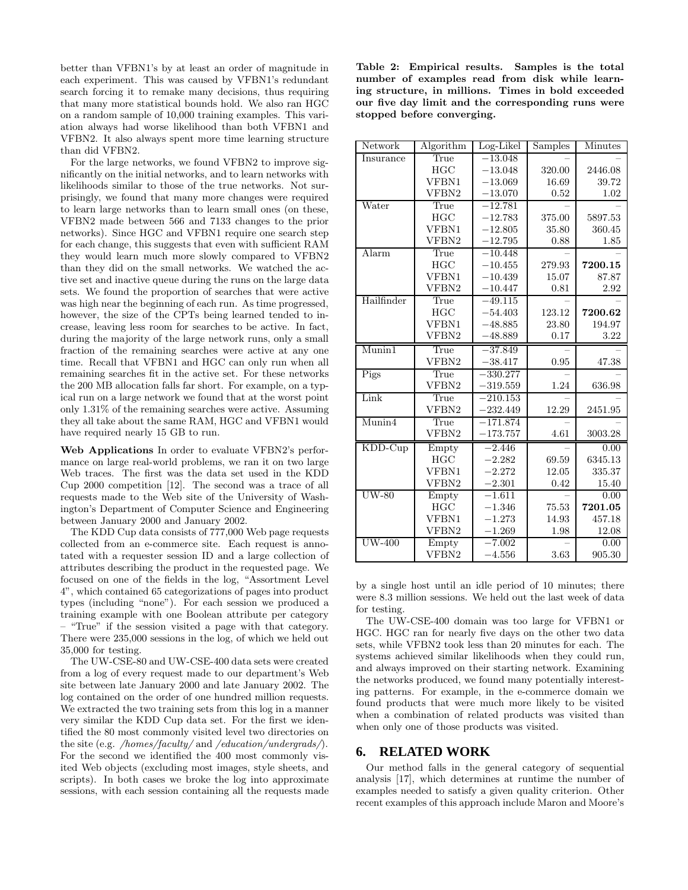better than VFBN1's by at least an order of magnitude in each experiment. This was caused by VFBN1's redundant search forcing it to remake many decisions, thus requiring that many more statistical bounds hold. We also ran HGC on a random sample of 10,000 training examples. This variation always had worse likelihood than both VFBN1 and VFBN2. It also always spent more time learning structure than did VFBN2.

For the large networks, we found VFBN2 to improve significantly on the initial networks, and to learn networks with likelihoods similar to those of the true networks. Not surprisingly, we found that many more changes were required to learn large networks than to learn small ones (on these, VFBN2 made between 566 and 7133 changes to the prior networks). Since HGC and VFBN1 require one search step for each change, this suggests that even with sufficient RAM they would learn much more slowly compared to VFBN2 than they did on the small networks. We watched the active set and inactive queue during the runs on the large data sets. We found the proportion of searches that were active was high near the beginning of each run. As time progressed, however, the size of the CPTs being learned tended to increase, leaving less room for searches to be active. In fact, during the majority of the large network runs, only a small fraction of the remaining searches were active at any one time. Recall that VFBN1 and HGC can only run when all remaining searches fit in the active set. For these networks the 200 MB allocation falls far short. For example, on a typical run on a large network we found that at the worst point only 1.31% of the remaining searches were active. Assuming they all take about the same RAM, HGC and VFBN1 would have required nearly 15 GB to run.

**Web Applications** In order to evaluate VFBN2's performance on large real-world problems, we ran it on two large Web traces. The first was the data set used in the KDD Cup 2000 competition [12]. The second was a trace of all requests made to the Web site of the University of Washington's Department of Computer Science and Engineering between January 2000 and January 2002.

The KDD Cup data consists of 777,000 Web page requests collected from an e-commerce site. Each request is annotated with a requester session ID and a large collection of attributes describing the product in the requested page. We focused on one of the fields in the log, "Assortment Level 4", which contained 65 categorizations of pages into product types (including "none"). For each session we produced a training example with one Boolean attribute per category – "True" if the session visited a page with that category. There were 235,000 sessions in the log, of which we held out 35,000 for testing.

The UW-CSE-80 and UW-CSE-400 data sets were created from a log of every request made to our department's Web site between late January 2000 and late January 2002. The log contained on the order of one hundred million requests. We extracted the two training sets from this log in a manner very similar the KDD Cup data set. For the first we identified the 80 most commonly visited level two directories on the site (e.g. */homes/faculty/* and */education/undergrads/*). For the second we identified the 400 most commonly visited Web objects (excluding most images, style sheets, and scripts). In both cases we broke the log into approximate sessions, with each session containing all the requests made by a single host until an idle period of 10 minutes; there were 8.3 million sessions. We held out the last week of data for testing.

**Table 2: Empirical results. Samples is the total number of examples read from disk while learning structure, in millions. Times in bold exceeded our five day limit and the corresponding runs were stopped before converging.**

| Network | Algorithm | Log-Likel | Samples | Minutes |
|---|---|---|---|---|
| Insurance | True | −13.048 | – | – |
| | HGC | −13.048 | 320.00 | 2446.08 |
| | VFBN1 | −13.069 | 16.69 | 39.72 |
| | VFBN2 | −13.070 | 0.52 | 1.02 |
| Water | True | −12.781 | – | – |
| | HGC | −12.783 | 375.00 | 5897.53 |
| | VFBN1 | −12.805 | 35.80 | 360.45 |
| | VFBN2 | −12.795 | 0.88 | 1.85 |
| Alarm | True | −10.448 | – | – |
| | HGC | −10.455 | 279.93 | **7200.15** |
| | VFBN1 | −10.439 | 15.07 | 87.87 |
| | VFBN2 | −10.447 | 0.81 | 2.92 |
| Hailfinder | True | −49.115 | – | – |
| | HGC | −54.403 | 123.12 | **7200.62** |
| | VFBN1 | −48.885 | 23.80 | 194.97 |
| | VFBN2 | −48.889 | 0.17 | 3.22 |
| Munin1 | True | −37.849 | – | – |
| | VFBN2 | −38.417 | 0.95 | 47.38 |
| Pigs | True | −330.277 | – | – |
| | VFBN2 | −319.559 | 1.24 | 636.98 |
| Link | True | −210.153 | – | – |
| | VFBN2 | −232.449 | 12.29 | 2451.95 |
| Munin4 | True | −171.874 | – | – |
| | VFBN2 | −173.757 | 4.61 | 3003.28 |
| KDD-Cup | Empty | −2.446 | – | 0.00 |
| | HGC | −2.282 | 69.59 | 6345.13 |
| | VFBN1 | −2.272 | 12.05 | 335.37 |
| | VFBN2 | −2.301 | 0.42 | 15.40 |
| UW-80 | Empty | −1.611 | – | 0.00 |
| | HGC | −1.346 | 75.53 | **7201.05** |
| | VFBN1 | −1.273 | 14.93 | 457.18 |
| | VFBN2 | −1.269 | 1.98 | 12.08 |
| UW-400 | Empty | −7.002 | – | 0.00 |
| | VFBN2 | −4.556 | 3.63 | 905.30 |

The UW-CSE-400 domain was too large for VFBN1 or HGC. HGC ran for nearly five days on the other two data sets, while VFBN2 took less than 20 minutes for each. The systems achieved similar likelihoods when they could run, and always improved on their starting network. Examining the networks produced, we found many potentially interesting patterns. For example, in the e-commerce domain we found products that were much more likely to be visited when a combination of related products was visited than when only one of those products was visited.

## 6. RELATED WORK

Our method falls in the general category of sequential analysis [17], which determines at runtime the number of examples needed to satisfy a given quality criterion. Other recent examples of this approach include Maron and Moore's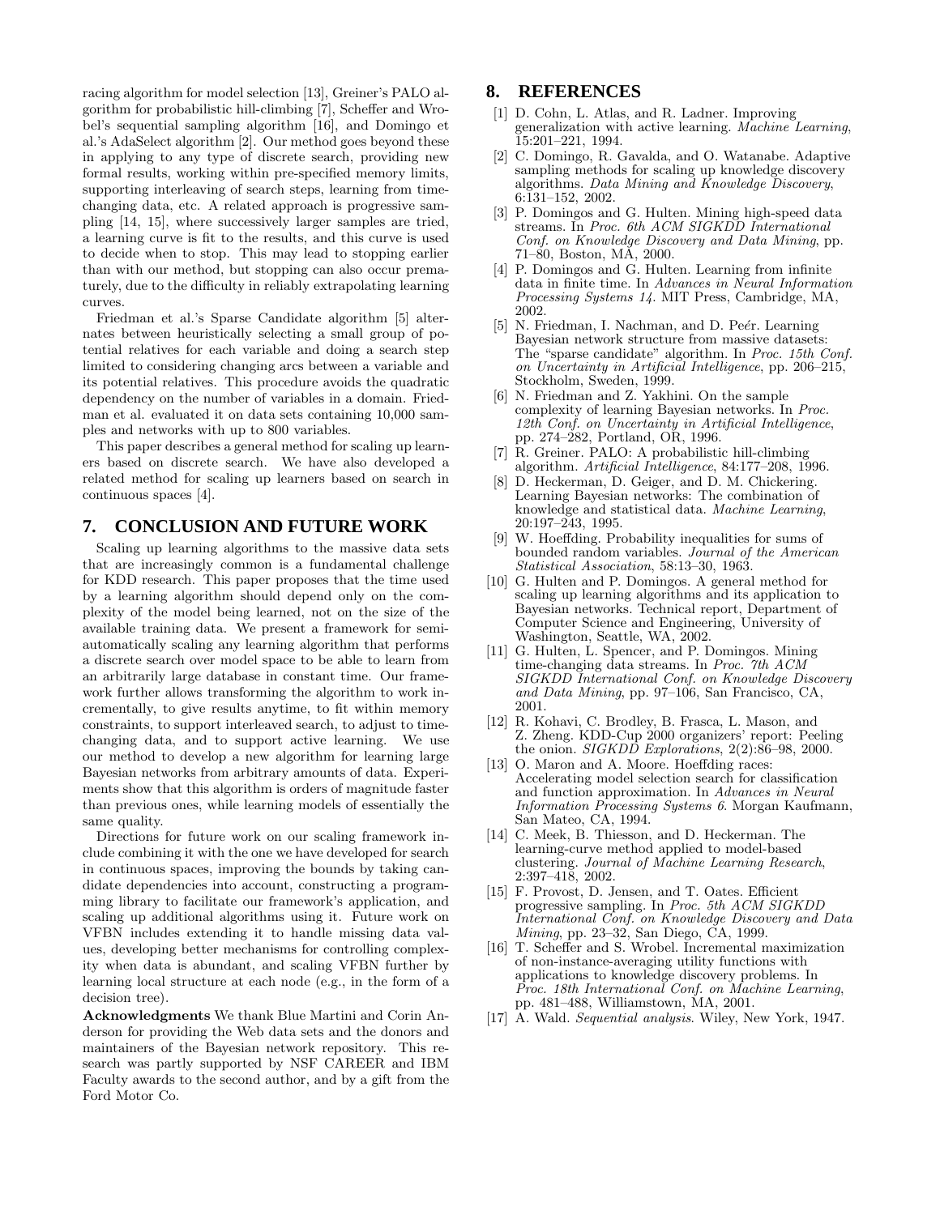racing algorithm for model selection [13], Greiner's PALO algorithm for probabilistic hill-climbing [7], Scheffer and Wrobel's sequential sampling algorithm [16], and Domingo et al.'s AdaSelect algorithm [2]. Our method goes beyond these in applying to any type of discrete search, providing new formal results, working within pre-specified memory limits, supporting interleaving of search steps, learning from time-changing data, etc. A related approach is progressive sampling [14, 15], where successively larger samples are tried, a learning curve is fit to the results, and this curve is used to decide when to stop. This may lead to stopping earlier than with our method, but stopping can also occur prematurely, due to the difficulty in reliably extrapolating learning curves.

Friedman et al.'s Sparse Candidate algorithm [5] alternates between heuristically selecting a small group of potential relatives for each variable and doing a search step limited to considering changing arcs between a variable and its potential relatives. This procedure avoids the quadratic dependency on the number of variables in a domain. Friedman et al. evaluated it on data sets containing 10,000 samples and networks with up to 800 variables.

This paper describes a general method for scaling up learners based on discrete search. We have also developed a related method for scaling up learners based on search in continuous spaces [4].

## 7. CONCLUSION AND FUTURE WORK

Scaling up learning algorithms to the massive data sets that are increasingly common is a fundamental challenge for KDD research. This paper proposes that the time used by a learning algorithm should depend only on the complexity of the model being learned, not on the size of the available training data. We present a framework for semi-automatically scaling any learning algorithm that performs a discrete search over model space to be able to learn from an arbitrarily large database in constant time. Our framework further allows transforming the algorithm to work incrementally, to give results anytime, to fit within memory constraints, to support interleaved search, to adjust to time-changing data, and to support active learning. We use our method to develop a new algorithm for learning large Bayesian networks from arbitrary amounts of data. Experiments show that this algorithm is orders of magnitude faster than previous ones, while learning models of essentially the same quality.

Directions for future work on our scaling framework include combining it with the one we have developed for search in continuous spaces, improving the bounds by taking candidate dependencies into account, constructing a programming library to facilitate our framework's application, and scaling up additional algorithms using it. Future work on VFBN includes extending it to handle missing data values, developing better mechanisms for controlling complexity when data is abundant, and scaling VFBN further by learning local structure at each node (e.g., in the form of a decision tree).

**Acknowledgments** We thank Blue Martini and Corin Anderson for providing the Web data sets and the donors and maintainers of the Bayesian network repository. This research was partly supported by NSF CAREER and IBM Faculty awards to the second author, and by a gift from the Ford Motor Co.

## 8. REFERENCES

[1] D. Cohn, L. Atlas, and R. Ladner. Improving generalization with active learning. *Machine Learning*, 15:201–221, 1994.

[2] C. Domingo, R. Gavalda, and O. Watanabe. Adaptive sampling methods for scaling up knowledge discovery algorithms. *Data Mining and Knowledge Discovery*, 6:131–152, 2002.

[3] P. Domingos and G. Hulten. Mining high-speed data streams. In *Proc. 6th ACM SIGKDD International Conf. on Knowledge Discovery and Data Mining*, pp. 71–80, Boston, MA, 2000.

[4] P. Domingos and G. Hulten. Learning from infinite data in finite time. In *Advances in Neural Information Processing Systems 14*. MIT Press, Cambridge, MA, 2002.

[5] N. Friedman, I. Nachman, and D. Peér. Learning Bayesian network structure from massive datasets: The "sparse candidate" algorithm. In *Proc. 15th Conf. on Uncertainty in Artificial Intelligence*, pp. 206–215, Stockholm, Sweden, 1999.

[6] N. Friedman and Z. Yakhini. On the sample complexity of learning Bayesian networks. In *Proc. 12th Conf. on Uncertainty in Artificial Intelligence*, pp. 274–282, Portland, OR, 1996.

[7] R. Greiner. PALO: A probabilistic hill-climbing algorithm. *Artificial Intelligence*, 84:177–208, 1996.

[8] D. Heckerman, D. Geiger, and D. M. Chickering. Learning Bayesian networks: The combination of knowledge and statistical data. *Machine Learning*, 20:197–243, 1995.

[9] W. Hoeffding. Probability inequalities for sums of bounded random variables. *Journal of the American Statistical Association*, 58:13–30, 1963.

[10] G. Hulten and P. Domingos. A general method for scaling up learning algorithms and its application to Bayesian networks. Technical report, Department of Computer Science and Engineering, University of Washington, Seattle, WA, 2002.

[11] G. Hulten, L. Spencer, and P. Domingos. Mining time-changing data streams. In *Proc. 7th ACM SIGKDD International Conf. on Knowledge Discovery and Data Mining*, pp. 97–106, San Francisco, CA, 2001.

[12] R. Kohavi, C. Brodley, B. Frasca, L. Mason, and Z. Zheng. KDD-Cup 2000 organizers' report: Peeling the onion. *SIGKDD Explorations*, 2(2):86–98, 2000.

[13] O. Maron and A. Moore. Hoeffding races: Accelerating model selection search for classification and function approximation. In *Advances in Neural Information Processing Systems 6*. Morgan Kaufmann, San Mateo, CA, 1994.

[14] C. Meek, B. Thiesson, and D. Heckerman. The learning-curve method applied to model-based clustering. *Journal of Machine Learning Research*, 2:397–418, 2002.

[15] F. Provost, D. Jensen, and T. Oates. Efficient progressive sampling. In *Proc. 5th ACM SIGKDD International Conf. on Knowledge Discovery and Data Mining*, pp. 23–32, San Diego, CA, 1999.

[16] T. Scheffer and S. Wrobel. Incremental maximization of non-instance-averaging utility functions with applications to knowledge discovery problems. In *Proc. 18th International Conf. on Machine Learning*, pp. 481–488, Williamstown, MA, 2001.

[17] A. Wald. *Sequential analysis*. Wiley, New York, 1947.